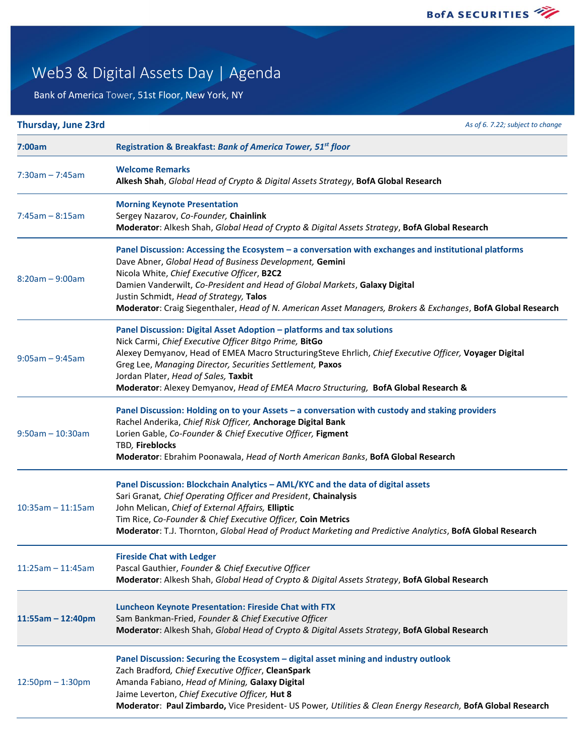BofA SECURITIES

# Web3 & Digital Assets Day | Agenda

Bank of America Tower, 51st Floor, New York, NY

**Thursday, June 23rd**

*As of 6. 7.22; subject to change*

| | |
|---|---|
| **7:00am** | **Registration & Breakfast:** ***Bank of America Tower, 51st floor*** |
| 7:30am – 7:45am | **Welcome Remarks**<br>**Alkesh Shah**, *Global Head of Crypto & Digital Assets Strategy*, **BofA Global Research** |
| 7:45am – 8:15am | **Morning Keynote Presentation**<br>Sergey Nazarov, *Co-Founder*, **Chainlink**<br>**Moderator**: Alkesh Shah, *Global Head of Crypto & Digital Assets Strategy*, **BofA Global Research** |
| 8:20am – 9:00am | **Panel Discussion: Accessing the Ecosystem – a conversation with exchanges and institutional platforms**<br>Dave Abner, *Global Head of Business Development,* **Gemini**<br>Nicola White, *Chief Executive Officer*, **B2C2**<br>Damien Vanderwilt, *Co-President and Head of Global Markets*, **Galaxy Digital**<br>Justin Schmidt, *Head of Strategy,* **Talos**<br>**Moderator**: Craig Siegenthaler, *Head of N. American Asset Managers, Brokers & Exchanges*, **BofA Global Research** |
| 9:05am – 9:45am | **Panel Discussion: Digital Asset Adoption – platforms and tax solutions**<br>Nick Carmi, *Chief Executive Officer Bitgo Prime,* **BitGo**<br>Alexey Demyanov, Head of EMEA Macro StructuringSteve Ehrlich, *Chief Executive Officer,* **Voyager Digital**<br>Greg Lee, *Managing Director, Securities Settlement,* **Paxos**<br>Jordan Plater, *Head of Sales,* **Taxbit**<br>**Moderator**: Alexey Demyanov, *Head of EMEA Macro Structuring,* **BofA Global Research &** |
| 9:50am – 10:30am | **Panel Discussion: Holding on to your Assets – a conversation with custody and staking providers**<br>Rachel Anderika, *Chief Risk Officer,* **Anchorage Digital Bank**<br>Lorien Gable, *Co-Founder & Chief Executive Officer,* **Figment**<br>TBD*,* **Fireblocks**<br>**Moderator**: Ebrahim Poonawala, *Head of North American Banks*, **BofA Global Research** |
| 10:35am – 11:15am | **Panel Discussion: Blockchain Analytics – AML/KYC and the data of digital assets**<br>Sari Granat*, Chief Operating Officer and President*, **Chainalysis**<br>John Melican, *Chief of External Affairs,* **Elliptic**<br>Tim Rice, *Co-Founder & Chief Executive Officer,* **Coin Metrics**<br>**Moderator**: T.J. Thornton, *Global Head of Product Marketing and Predictive Analytics*, **BofA Global Research** |
| 11:25am – 11:45am | **Fireside Chat with Ledger**<br>Pascal Gauthier, *Founder & Chief Executive Officer*<br>**Moderator**: Alkesh Shah, *Global Head of Crypto & Digital Assets Strategy*, **BofA Global Research** |
| **11:55am – 12:40pm** | **Luncheon Keynote Presentation: Fireside Chat with FTX**<br>Sam Bankman-Fried, *Founder & Chief Executive Officer*<br>**Moderator**: Alkesh Shah, *Global Head of Crypto & Digital Assets Strategy*, **BofA Global Research** |
| 12:50pm – 1:30pm | **Panel Discussion: Securing the Ecosystem – digital asset mining and industry outlook**<br>Zach Bradford*, Chief Executive Officer*, **CleanSpark**<br>Amanda Fabiano, *Head of Mining,* **Galaxy Digital**<br>Jaime Leverton, *Chief Executive Officer,* **Hut 8**<br>**Moderator**: **Paul Zimbardo,** Vice President- US Power*, Utilities & Clean Energy Research,* **BofA Global Research** |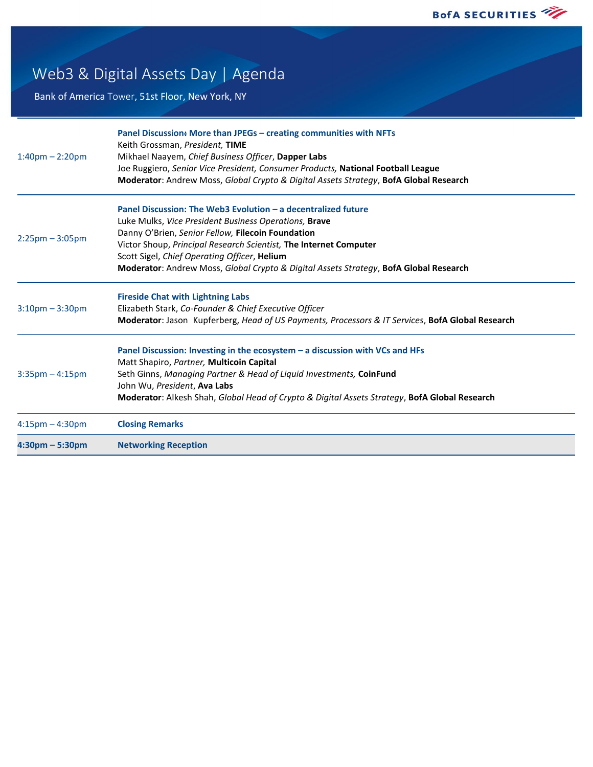# Web3 & Digital Assets Day | Agenda

Bank of America Tower, 51st Floor, New York, NY

| | |
|---|---|
| 1:40pm – 2:20pm | **Panel Discussion: More than JPEGs – creating communities with NFTs**<br>Keith Grossman, *President,* **TIME**<br>Mikhael Naayem, *Chief Business Officer*, **Dapper Labs**<br>Joe Ruggiero, *Senior Vice President, Consumer Products,* **National Football League**<br>**Moderator**: Andrew Moss, *Global Crypto & Digital Assets Strategy*, **BofA Global Research** |
| 2:25pm – 3:05pm | **Panel Discussion: The Web3 Evolution – a decentralized future**<br>Luke Mulks, *Vice President Business Operations,* **Brave**<br>Danny O'Brien, *Senior Fellow,* **Filecoin Foundation**<br>Victor Shoup, *Principal Research Scientist,* **The Internet Computer**<br>Scott Sigel, *Chief Operating Officer*, **Helium**<br>**Moderator**: Andrew Moss, *Global Crypto & Digital Assets Strategy*, **BofA Global Research** |
| 3:10pm – 3:30pm | **Fireside Chat with Lightning Labs**<br>Elizabeth Stark, *Co-Founder & Chief Executive Officer*<br>**Moderator**: Jason Kupferberg, *Head of US Payments, Processors & IT Services*, **BofA Global Research** |
| 3:35pm – 4:15pm | **Panel Discussion: Investing in the ecosystem – a discussion with VCs and HFs**<br>Matt Shapiro, *Partner,* **Multicoin Capital**<br>Seth Ginns, *Managing Partner & Head of Liquid Investments,* **CoinFund**<br>John Wu, *President*, **Ava Labs**<br>**Moderator**: Alkesh Shah, *Global Head of Crypto & Digital Assets Strategy*, **BofA Global Research** |
| 4:15pm – 4:30pm | **Closing Remarks** |
| **4:30pm – 5:30pm** | **Networking Reception** |